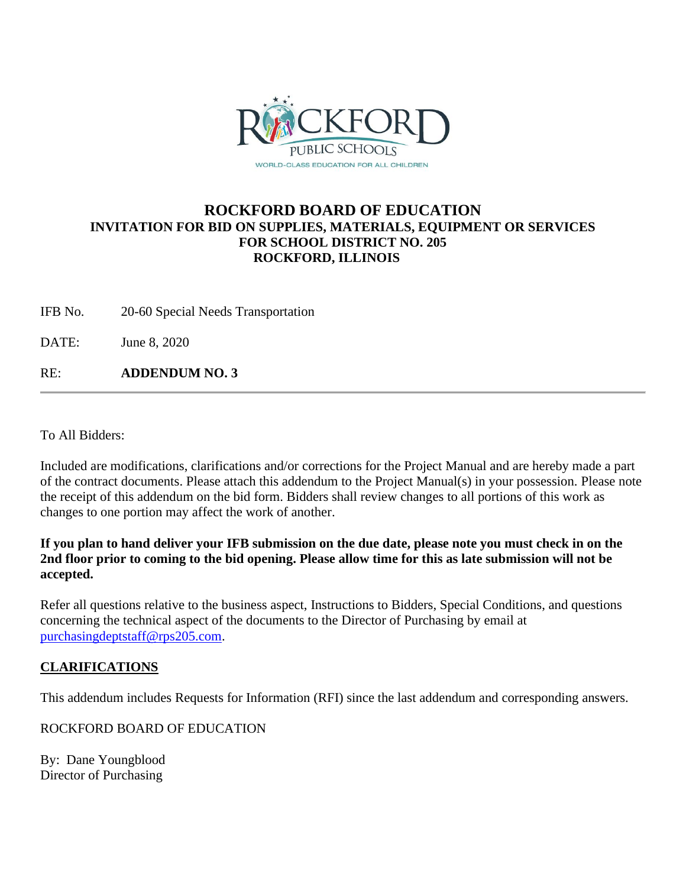ROCKFORD PUBLIC SCHOOLS

WORLD-CLASS EDUCATION FOR ALL CHILDREN

# ROCKFORD BOARD OF EDUCATION

## INVITATION FOR BID ON SUPPLIES, MATERIALS, EQUIPMENT OR SERVICES FOR SCHOOL DISTRICT NO. 205 ROCKFORD, ILLINOIS

IFB No. 20-60 Special Needs Transportation

DATE: June 8, 2020

RE: **ADDENDUM NO. 3**

---

To All Bidders:

Included are modifications, clarifications and/or corrections for the Project Manual and are hereby made a part of the contract documents. Please attach this addendum to the Project Manual(s) in your possession. Please note the receipt of this addendum on the bid form. Bidders shall review changes to all portions of this work as changes to one portion may affect the work of another.

**If you plan to hand deliver your IFB submission on the due date, please note you must check in on the 2nd floor prior to coming to the bid opening. Please allow time for this as late submission will not be accepted.**

Refer all questions relative to the business aspect, Instructions to Bidders, Special Conditions, and questions concerning the technical aspect of the documents to the Director of Purchasing by email at purchasingdeptstaff@rps205.com.

**CLARIFICATIONS**

This addendum includes Requests for Information (RFI) since the last addendum and corresponding answers.

ROCKFORD BOARD OF EDUCATION

By: Dane Youngblood
Director of Purchasing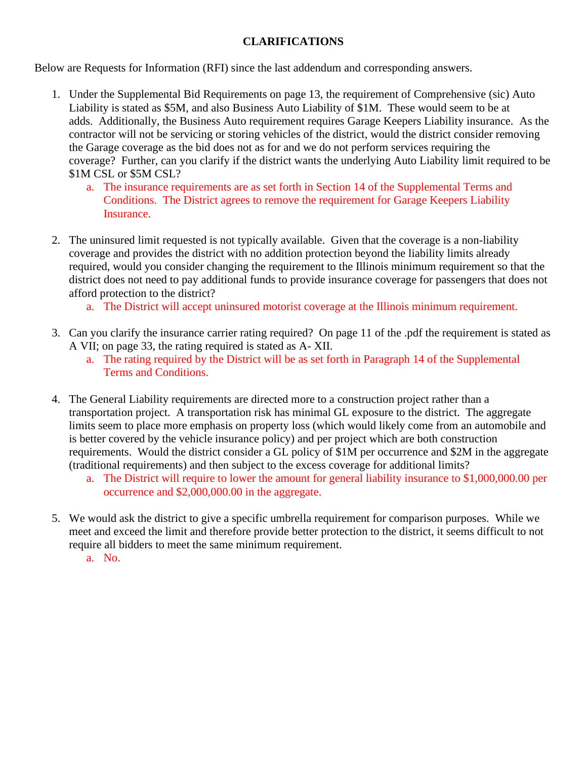**CLARIFICATIONS**

Below are Requests for Information (RFI) since the last addendum and corresponding answers.

1. Under the Supplemental Bid Requirements on page 13, the requirement of Comprehensive (sic) Auto Liability is stated as $5M, and also Business Auto Liability of $1M. These would seem to be at adds. Additionally, the Business Auto requirement requires Garage Keepers Liability insurance. As the contractor will not be servicing or storing vehicles of the district, would the district consider removing the Garage coverage as the bid does not as for and we do not perform services requiring the coverage? Further, can you clarify if the district wants the underlying Auto Liability limit required to be $1M CSL or $5M CSL?
   a. The insurance requirements are as set forth in Section 14 of the Supplemental Terms and Conditions. The District agrees to remove the requirement for Garage Keepers Liability Insurance.

2. The uninsured limit requested is not typically available. Given that the coverage is a non-liability coverage and provides the district with no addition protection beyond the liability limits already required, would you consider changing the requirement to the Illinois minimum requirement so that the district does not need to pay additional funds to provide insurance coverage for passengers that does not afford protection to the district?
   a. The District will accept uninsured motorist coverage at the Illinois minimum requirement.

3. Can you clarify the insurance carrier rating required? On page 11 of the .pdf the requirement is stated as A VII; on page 33, the rating required is stated as A- XII.
   a. The rating required by the District will be as set forth in Paragraph 14 of the Supplemental Terms and Conditions.

4. The General Liability requirements are directed more to a construction project rather than a transportation project. A transportation risk has minimal GL exposure to the district. The aggregate limits seem to place more emphasis on property loss (which would likely come from an automobile and is better covered by the vehicle insurance policy) and per project which are both construction requirements. Would the district consider a GL policy of $1M per occurrence and $2M in the aggregate (traditional requirements) and then subject to the excess coverage for additional limits?
   a. The District will require to lower the amount for general liability insurance to $1,000,000.00 per occurrence and $2,000,000.00 in the aggregate.

5. We would ask the district to give a specific umbrella requirement for comparison purposes. While we meet and exceed the limit and therefore provide better protection to the district, it seems difficult to not require all bidders to meet the same minimum requirement.
   a. No.